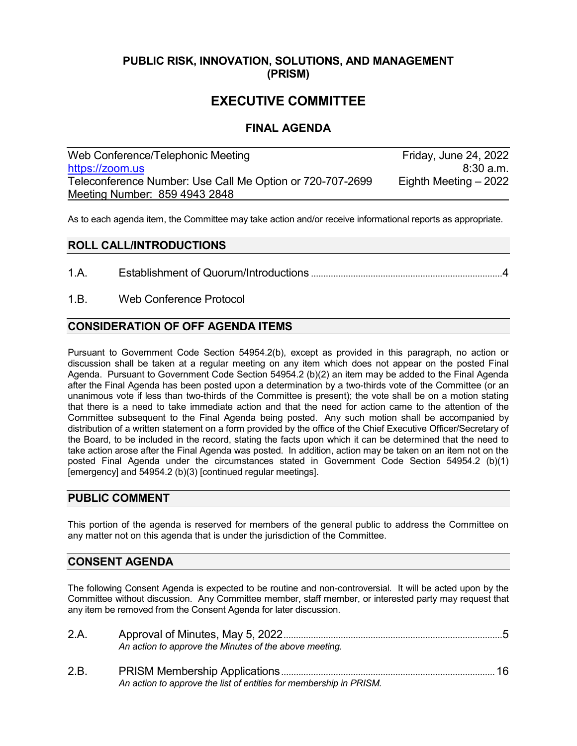**PUBLIC RISK, INNOVATION, SOLUTIONS, AND MANAGEMENT (PRISM)**

# EXECUTIVE COMMITTEE

## FINAL AGENDA

| Web Conference/Telephonic Meeting | Friday, June 24, 2022 |
|---|---|
| https://zoom.us | 8:30 a.m. |
| Teleconference Number: Use Call Me Option or 720-707-2699 | Eighth Meeting – 2022 |
| Meeting Number: 859 4943 2848 | |

As to each agenda item, the Committee may take action and/or receive informational reports as appropriate.

## ROLL CALL/INTRODUCTIONS

1.A. Establishment of Quorum/Introductions .......... 4

1.B. Web Conference Protocol

## CONSIDERATION OF OFF AGENDA ITEMS

Pursuant to Government Code Section 54954.2(b), except as provided in this paragraph, no action or discussion shall be taken at a regular meeting on any item which does not appear on the posted Final Agenda. Pursuant to Government Code Section 54954.2 (b)(2) an item may be added to the Final Agenda after the Final Agenda has been posted upon a determination by a two-thirds vote of the Committee (or an unanimous vote if less than two-thirds of the Committee is present); the vote shall be on a motion stating that there is a need to take immediate action and that the need for action came to the attention of the Committee subsequent to the Final Agenda being posted. Any such motion shall be accompanied by distribution of a written statement on a form provided by the office of the Chief Executive Officer/Secretary of the Board, to be included in the record, stating the facts upon which it can be determined that the need to take action arose after the Final Agenda was posted. In addition, action may be taken on an item not on the posted Final Agenda under the circumstances stated in Government Code Section 54954.2 (b)(1) [emergency] and 54954.2 (b)(3) [continued regular meetings].

## PUBLIC COMMENT

This portion of the agenda is reserved for members of the general public to address the Committee on any matter not on this agenda that is under the jurisdiction of the Committee.

## CONSENT AGENDA

The following Consent Agenda is expected to be routine and non-controversial. It will be acted upon by the Committee without discussion. Any Committee member, staff member, or interested party may request that any item be removed from the Consent Agenda for later discussion.

2.A. Approval of Minutes, May 5, 2022 .......... 5
*An action to approve the Minutes of the above meeting.*

2.B. PRISM Membership Applications .......... 16
*An action to approve the list of entities for membership in PRISM.*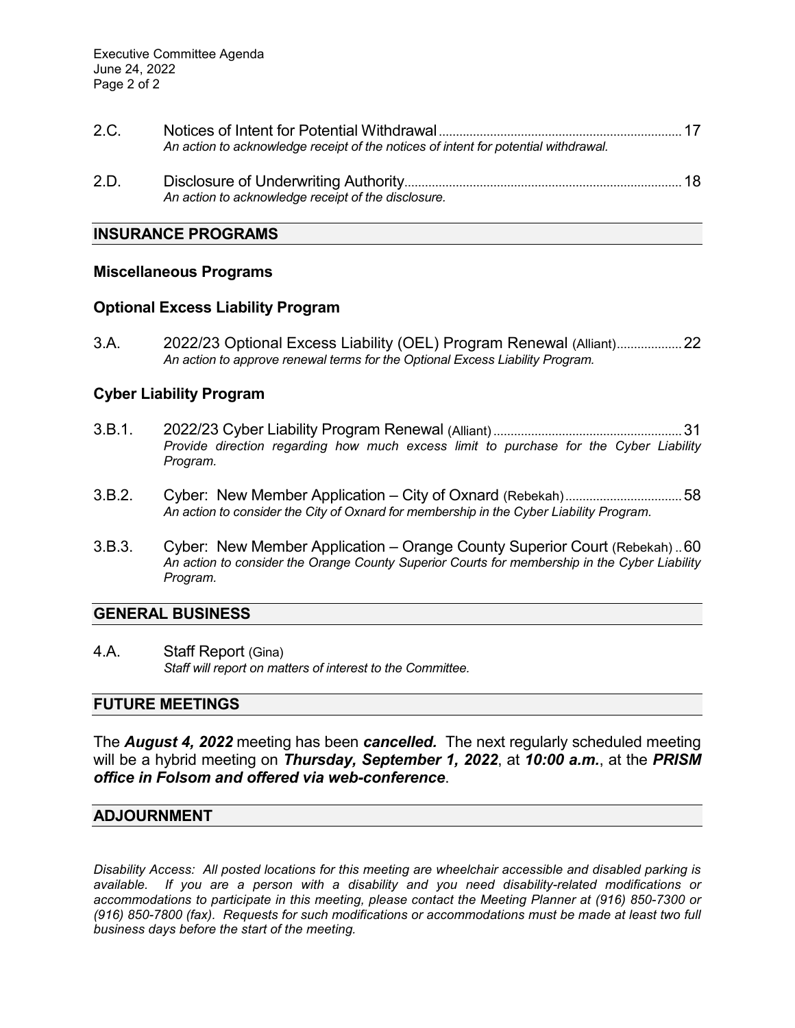2.C. Notices of Intent for Potential Withdrawal ..................... 17
*An action to acknowledge receipt of the notices of intent for potential withdrawal.*

2.D. Disclosure of Underwriting Authority ..................... 18
*An action to acknowledge receipt of the disclosure.*

## INSURANCE PROGRAMS

### Miscellaneous Programs

### Optional Excess Liability Program

3.A. 2022/23 Optional Excess Liability (OEL) Program Renewal (Alliant) ..................... 22
*An action to approve renewal terms for the Optional Excess Liability Program.*

### Cyber Liability Program

3.B.1. 2022/23 Cyber Liability Program Renewal (Alliant) ..................... 31
*Provide direction regarding how much excess limit to purchase for the Cyber Liability Program.*

3.B.2. Cyber: New Member Application – City of Oxnard (Rebekah) ..................... 58
*An action to consider the City of Oxnard for membership in the Cyber Liability Program.*

3.B.3. Cyber: New Member Application – Orange County Superior Court (Rebekah) .. 60
*An action to consider the Orange County Superior Courts for membership in the Cyber Liability Program.*

## GENERAL BUSINESS

4.A. Staff Report (Gina)
*Staff will report on matters of interest to the Committee.*

## FUTURE MEETINGS

The ***August 4, 2022*** meeting has been ***cancelled.*** The next regularly scheduled meeting will be a hybrid meeting on ***Thursday, September 1, 2022***, at ***10:00 a.m.***, at the ***PRISM office in Folsom and offered via web-conference***.

## ADJOURNMENT

*Disability Access: All posted locations for this meeting are wheelchair accessible and disabled parking is available. If you are a person with a disability and you need disability-related modifications or accommodations to participate in this meeting, please contact the Meeting Planner at (916) 850-7300 or (916) 850-7800 (fax). Requests for such modifications or accommodations must be made at least two full business days before the start of the meeting.*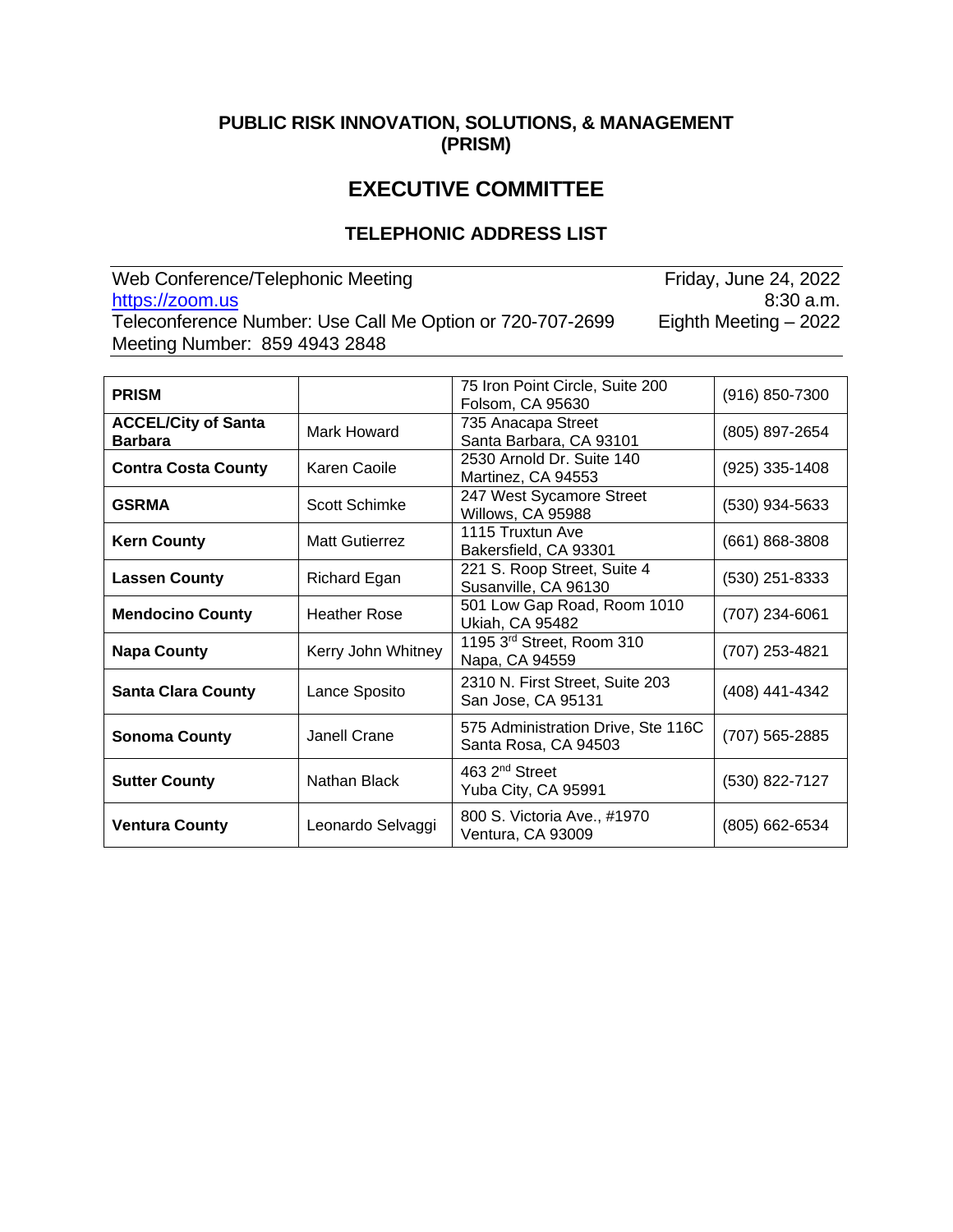## PUBLIC RISK INNOVATION, SOLUTIONS, & MANAGEMENT (PRISM)

# EXECUTIVE COMMITTEE

### TELEPHONIC ADDRESS LIST

Web Conference/Telephonic Meeting
https://zoom.us
Teleconference Number: Use Call Me Option or 720-707-2699
Meeting Number: 859 4943 2848

Friday, June 24, 2022
8:30 a.m.
Eighth Meeting – 2022

| | | | |
|---|---|---|---|
| **PRISM** | | 75 Iron Point Circle, Suite 200<br>Folsom, CA 95630 | (916) 850-7300 |
| **ACCEL/City of Santa Barbara** | Mark Howard | 735 Anacapa Street<br>Santa Barbara, CA 93101 | (805) 897-2654 |
| **Contra Costa County** | Karen Caoile | 2530 Arnold Dr. Suite 140<br>Martinez, CA 94553 | (925) 335-1408 |
| **GSRMA** | Scott Schimke | 247 West Sycamore Street<br>Willows, CA 95988 | (530) 934-5633 |
| **Kern County** | Matt Gutierrez | 1115 Truxtun Ave<br>Bakersfield, CA 93301 | (661) 868-3808 |
| **Lassen County** | Richard Egan | 221 S. Roop Street, Suite 4<br>Susanville, CA 96130 | (530) 251-8333 |
| **Mendocino County** | Heather Rose | 501 Low Gap Road, Room 1010<br>Ukiah, CA 95482 | (707) 234-6061 |
| **Napa County** | Kerry John Whitney | 1195 3rd Street, Room 310<br>Napa, CA 94559 | (707) 253-4821 |
| **Santa Clara County** | Lance Sposito | 2310 N. First Street, Suite 203<br>San Jose, CA 95131 | (408) 441-4342 |
| **Sonoma County** | Janell Crane | 575 Administration Drive, Ste 116C<br>Santa Rosa, CA 94503 | (707) 565-2885 |
| **Sutter County** | Nathan Black | 463 2nd Street<br>Yuba City, CA 95991 | (530) 822-7127 |
| **Ventura County** | Leonardo Selvaggi | 800 S. Victoria Ave., #1970<br>Ventura, CA 93009 | (805) 662-6534 |